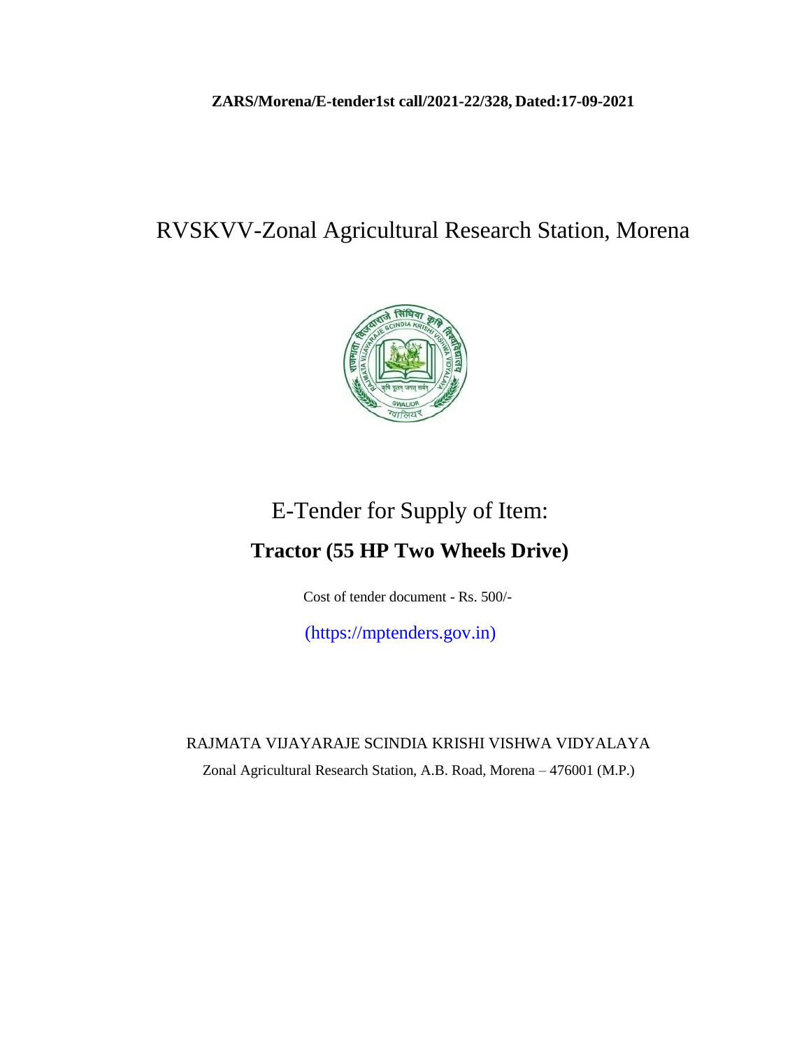**ZARS/Morena/E-tender1st call/2021-22/328, Dated:17-09-2021**

# RVSKVV-Zonal Agricultural Research Station, Morena

## E-Tender for Supply of Item:

## **Tractor (55 HP Two Wheels Drive)**

Cost of tender document - Rs. 500/-

(https://mptenders.gov.in)

RAJMATA VIJAYARAJE SCINDIA KRISHI VISHWA VIDYALAYA

Zonal Agricultural Research Station, A.B. Road, Morena – 476001 (M.P.)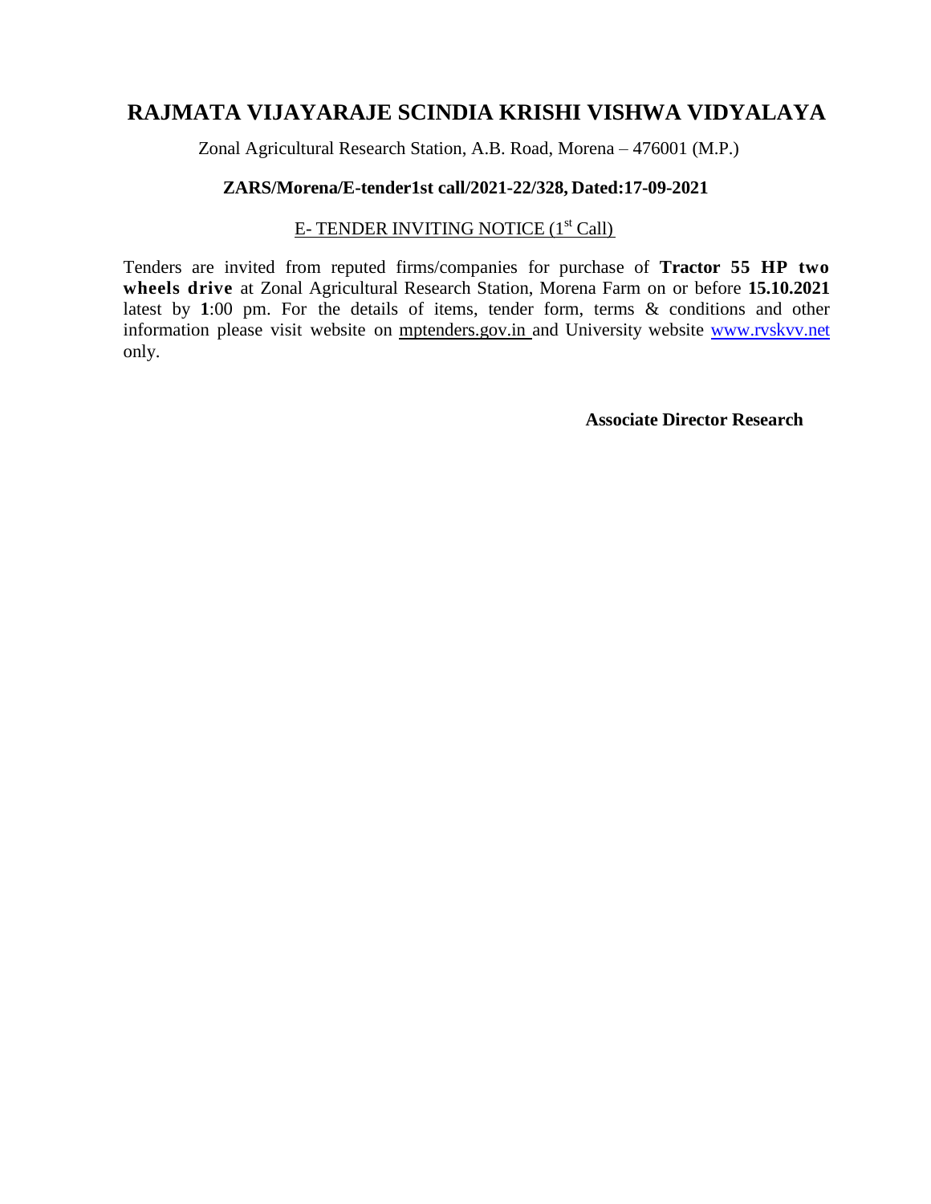# RAJMATA VIJAYARAJE SCINDIA KRISHI VISHWA VIDYALAYA

Zonal Agricultural Research Station, A.B. Road, Morena – 476001 (M.P.)

**ZARS/Morena/E-tender1st call/2021-22/328, Dated:17-09-2021**

E- TENDER INVITING NOTICE (1st Call)

Tenders are invited from reputed firms/companies for purchase of **Tractor 55 HP two wheels drive** at Zonal Agricultural Research Station, Morena Farm on or before **15.10.2021** latest by **1**:00 pm. For the details of items, tender form, terms & conditions and other information please visit website on mptenders.gov.in and University website www.rvskvv.net only.

**Associate Director Research**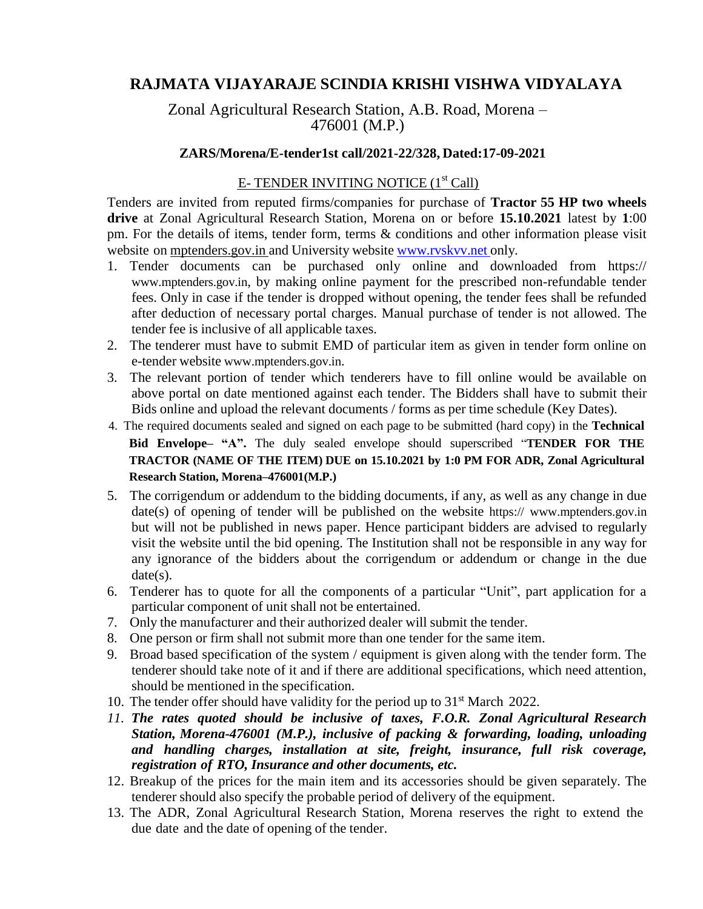# RAJMATA VIJAYARAJE SCINDIA KRISHI VISHWA VIDYALAYA

Zonal Agricultural Research Station, A.B. Road, Morena – 476001 (M.P.)

**ZARS/Morena/E-tender1st call/2021-22/328, Dated:17-09-2021**

## E- TENDER INVITING NOTICE (1st Call)

Tenders are invited from reputed firms/companies for purchase of **Tractor 55 HP two wheels drive** at Zonal Agricultural Research Station, Morena on or before **15.10.2021** latest by **1**:00 pm. For the details of items, tender form, terms & conditions and other information please visit website on mptenders.gov.in and University website www.rvskvv.net only.

1. Tender documents can be purchased only online and downloaded from https:// www.mptenders.gov.in, by making online payment for the prescribed non-refundable tender fees. Only in case if the tender is dropped without opening, the tender fees shall be refunded after deduction of necessary portal charges. Manual purchase of tender is not allowed. The tender fee is inclusive of all applicable taxes.
2. The tenderer must have to submit EMD of particular item as given in tender form online on e-tender website www.mptenders.gov.in.
3. The relevant portion of tender which tenderers have to fill online would be available on above portal on date mentioned against each tender. The Bidders shall have to submit their Bids online and upload the relevant documents / forms as per time schedule (Key Dates).
4. The required documents sealed and signed on each page to be submitted (hard copy) in the **Technical Bid Envelope– "A".** The duly sealed envelope should superscribed "**TENDER FOR THE TRACTOR (NAME OF THE ITEM) DUE on 15.10.2021 by 1:0 PM FOR ADR, Zonal Agricultural Research Station, Morena–476001(M.P.)**
5. The corrigendum or addendum to the bidding documents, if any, as well as any change in due date(s) of opening of tender will be published on the website https:// www.mptenders.gov.in but will not be published in news paper. Hence participant bidders are advised to regularly visit the website until the bid opening. The Institution shall not be responsible in any way for any ignorance of the bidders about the corrigendum or addendum or change in the due date(s).
6. Tenderer has to quote for all the components of a particular "Unit", part application for a particular component of unit shall not be entertained.
7. Only the manufacturer and their authorized dealer will submit the tender.
8. One person or firm shall not submit more than one tender for the same item.
9. Broad based specification of the system / equipment is given along with the tender form. The tenderer should take note of it and if there are additional specifications, which need attention, should be mentioned in the specification.
10. The tender offer should have validity for the period up to 31st March 2022.
11. ***The rates quoted should be inclusive of taxes, F.O.R. Zonal Agricultural Research Station, Morena-476001 (M.P.), inclusive of packing & forwarding, loading, unloading and handling charges, installation at site, freight, insurance, full risk coverage, registration of RTO, Insurance and other documents, etc.***
12. Breakup of the prices for the main item and its accessories should be given separately. The tenderer should also specify the probable period of delivery of the equipment.
13. The ADR, Zonal Agricultural Research Station, Morena reserves the right to extend the due date and the date of opening of the tender.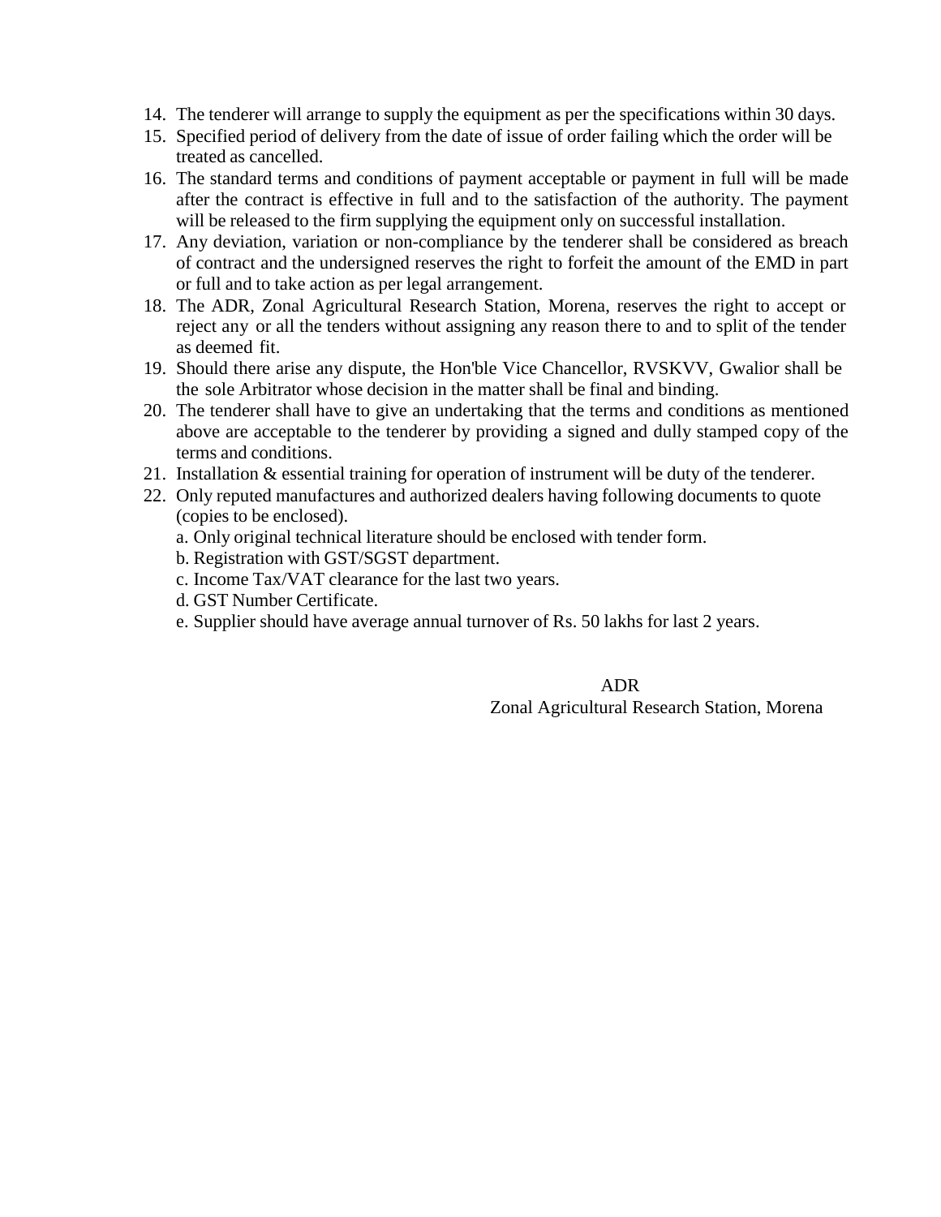14. The tenderer will arrange to supply the equipment as per the specifications within 30 days.
15. Specified period of delivery from the date of issue of order failing which the order will be treated as cancelled.
16. The standard terms and conditions of payment acceptable or payment in full will be made after the contract is effective in full and to the satisfaction of the authority. The payment will be released to the firm supplying the equipment only on successful installation.
17. Any deviation, variation or non-compliance by the tenderer shall be considered as breach of contract and the undersigned reserves the right to forfeit the amount of the EMD in part or full and to take action as per legal arrangement.
18. The ADR, Zonal Agricultural Research Station, Morena, reserves the right to accept or reject any or all the tenders without assigning any reason there to and to split of the tender as deemed fit.
19. Should there arise any dispute, the Hon'ble Vice Chancellor, RVSKVV, Gwalior shall be the sole Arbitrator whose decision in the matter shall be final and binding.
20. The tenderer shall have to give an undertaking that the terms and conditions as mentioned above are acceptable to the tenderer by providing a signed and dully stamped copy of the terms and conditions.
21. Installation & essential training for operation of instrument will be duty of the tenderer.
22. Only reputed manufactures and authorized dealers having following documents to quote (copies to be enclosed).
    a. Only original technical literature should be enclosed with tender form.
    b. Registration with GST/SGST department.
    c. Income Tax/VAT clearance for the last two years.
    d. GST Number Certificate.
    e. Supplier should have average annual turnover of Rs. 50 lakhs for last 2 years.

ADR
Zonal Agricultural Research Station, Morena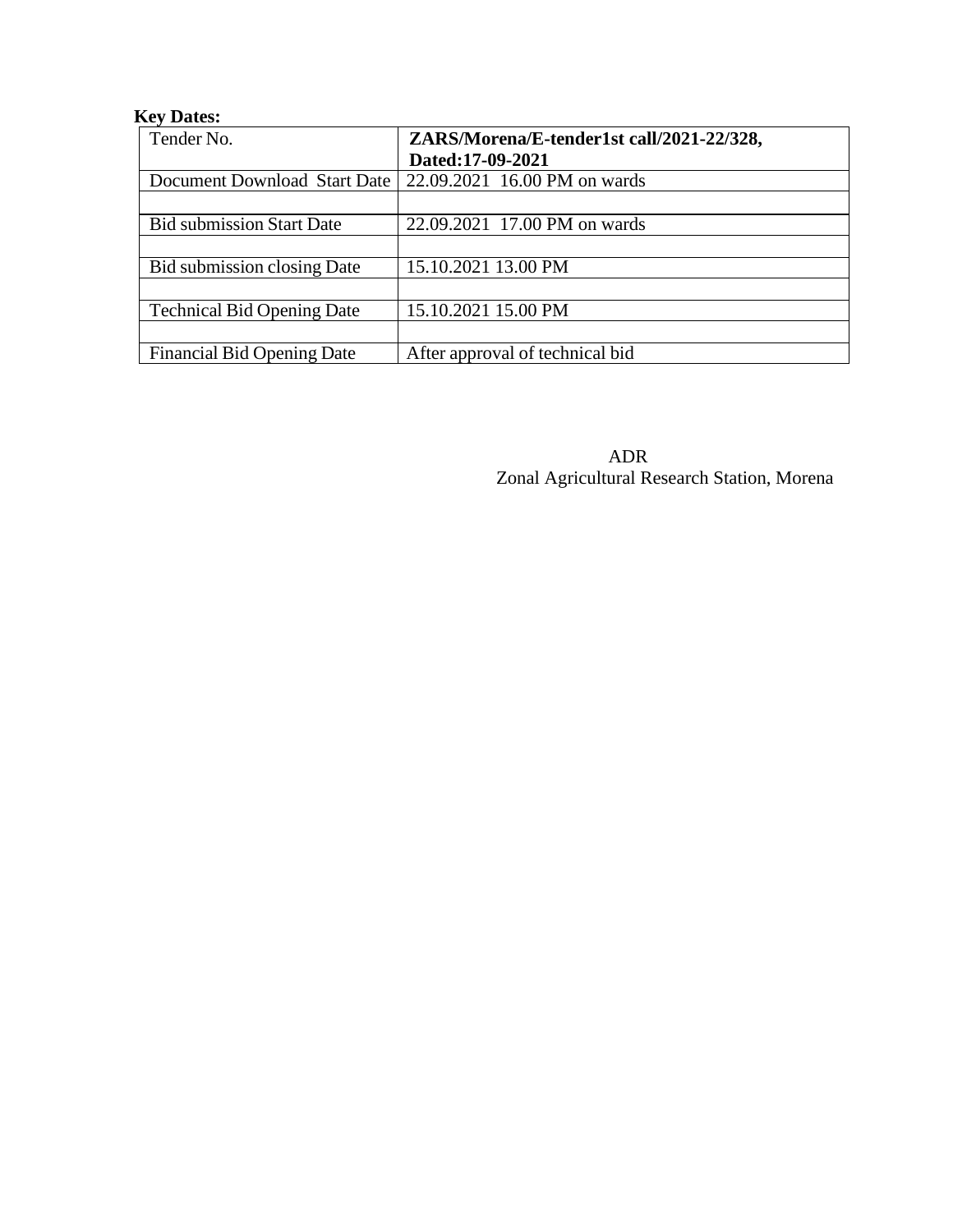**Key Dates:**

| Tender No. | **ZARS/Morena/E-tender1st call/2021-22/328, Dated:17-09-2021** |
|---|---|
| Document Download Start Date | 22.09.2021 16.00 PM on wards |
| | |
| Bid submission Start Date | 22.09.2021 17.00 PM on wards |
| | |
| Bid submission closing Date | 15.10.2021 13.00 PM |
| | |
| Technical Bid Opening Date | 15.10.2021 15.00 PM |
| | |
| Financial Bid Opening Date | After approval of technical bid |

ADR
Zonal Agricultural Research Station, Morena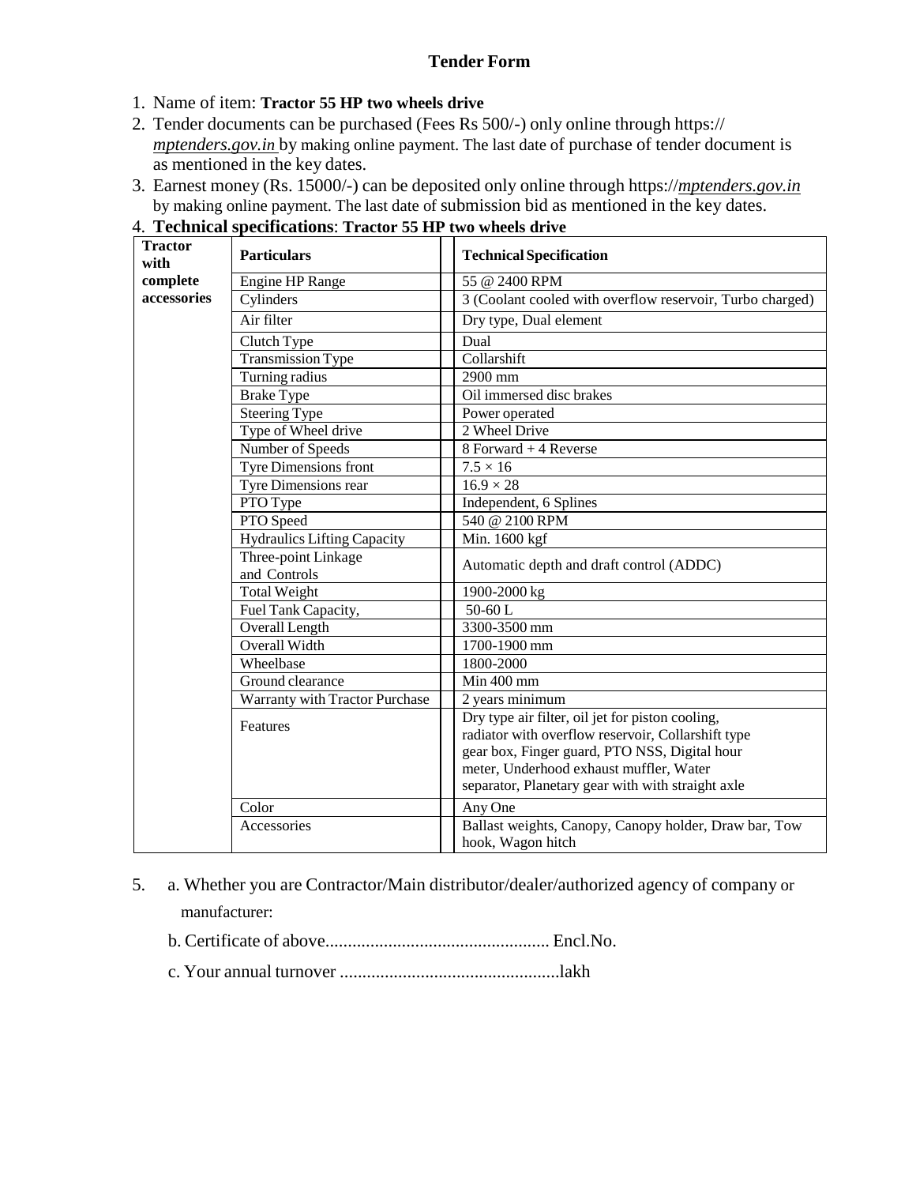## Tender Form

1. Name of item: **Tractor 55 HP two wheels drive**
2. Tender documents can be purchased (Fees Rs 500/-) only online through https://*mptenders.gov.in* by making online payment. The last date of purchase of tender document is as mentioned in the key dates.
3. Earnest money (Rs. 15000/-) can be deposited only online through https://*mptenders.gov.in* by making online payment. The last date of submission bid as mentioned in the key dates.
4. **Technical specifications**: **Tractor 55 HP two wheels drive**

| **Tractor with complete accessories** | **Particulars** | **Technical Specification** |
|---|---|---|
| | Engine HP Range | 55 @ 2400 RPM |
| | Cylinders | 3 (Coolant cooled with overflow reservoir, Turbo charged) |
| | Air filter | Dry type, Dual element |
| | Clutch Type | Dual |
| | Transmission Type | Collarshift |
| | Turning radius | 2900 mm |
| | Brake Type | Oil immersed disc brakes |
| | Steering Type | Power operated |
| | Type of Wheel drive | 2 Wheel Drive |
| | Number of Speeds | 8 Forward + 4 Reverse |
| | Tyre Dimensions front | 7.5 × 16 |
| | Tyre Dimensions rear | 16.9 × 28 |
| | PTO Type | Independent, 6 Splines |
| | PTO Speed | 540 @ 2100 RPM |
| | Hydraulics Lifting Capacity | Min. 1600 kgf |
| | Three-point Linkage and Controls | Automatic depth and draft control (ADDC) |
| | Total Weight | 1900-2000 kg |
| | Fuel Tank Capacity, | 50-60 L |
| | Overall Length | 3300-3500 mm |
| | Overall Width | 1700-1900 mm |
| | Wheelbase | 1800-2000 |
| | Ground clearance | Min 400 mm |
| | Warranty with Tractor Purchase | 2 years minimum |
| | Features | Dry type air filter, oil jet for piston cooling, radiator with overflow reservoir, Collarshift type gear box, Finger guard, PTO NSS, Digital hour meter, Underhood exhaust muffler, Water separator, Planetary gear with with straight axle |
| | Color | Any One |
| | Accessories | Ballast weights, Canopy, Canopy holder, Draw bar, Tow hook, Wagon hitch |

5. a. Whether you are Contractor/Main distributor/dealer/authorized agency of company or manufacturer:

   b. Certificate of above................................................. Encl.No.

   c. Your annual turnover ................................................lakh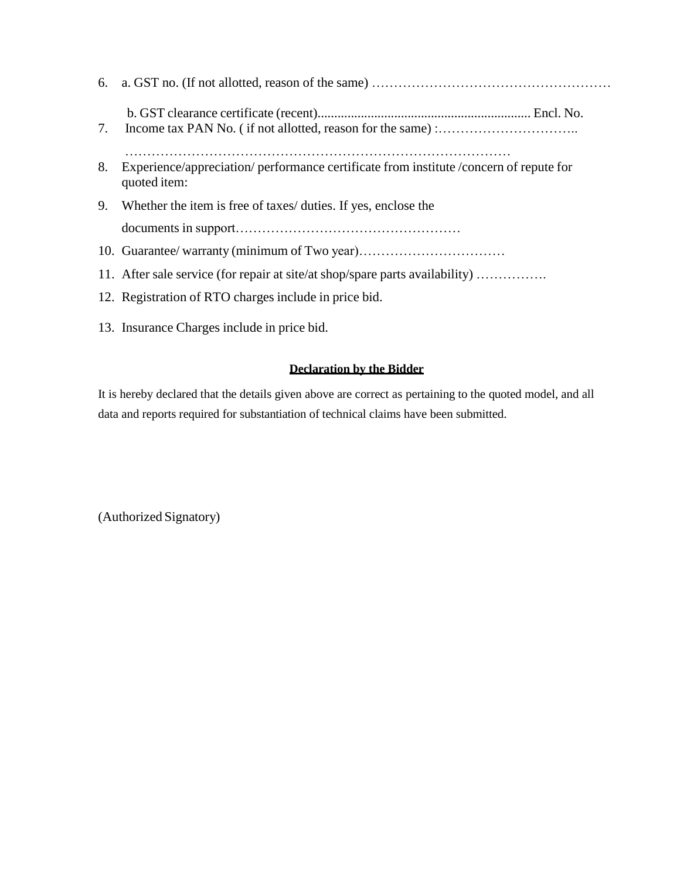6. a. GST no. (If not allotted, reason of the same) ………………………………………………

   b. GST clearance certificate (recent)................................................................ Encl. No.

7. Income tax PAN No. ( if not allotted, reason for the same) :…………………………..

   ………………………………………………………………………………

8. Experience/appreciation/ performance certificate from institute /concern of repute for quoted item:

9. Whether the item is free of taxes/ duties. If yes, enclose the documents in support……………………………………………

10. Guarantee/ warranty (minimum of Two year)……………………………

11. After sale service (for repair at site/at shop/spare parts availability) …………….

12. Registration of RTO charges include in price bid.

13. Insurance Charges include in price bid.

**Declaration by the Bidder**

It is hereby declared that the details given above are correct as pertaining to the quoted model, and all data and reports required for substantiation of technical claims have been submitted.

(Authorized Signatory)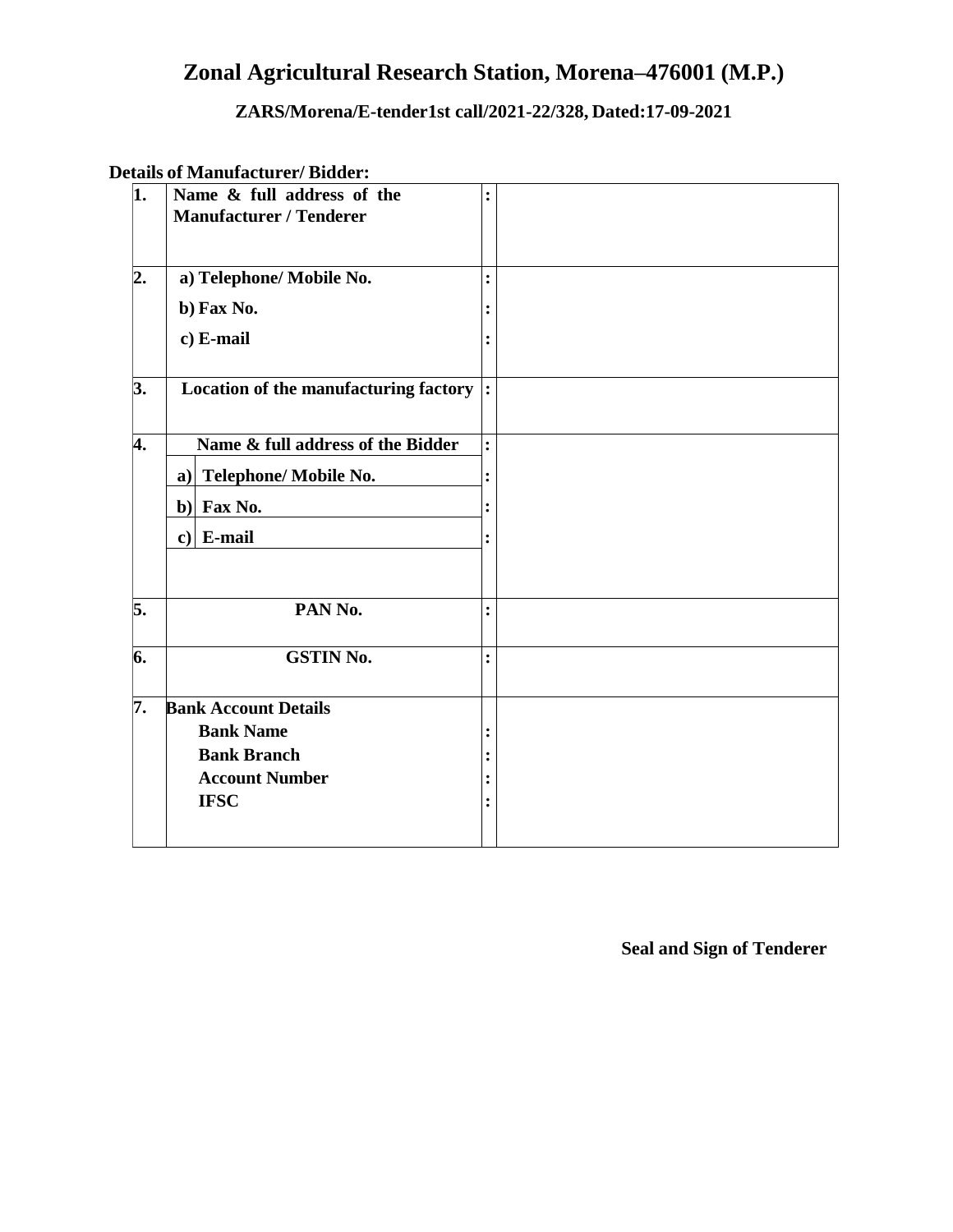# Zonal Agricultural Research Station, Morena–476001 (M.P.)

**ZARS/Morena/E-tender1st call/2021-22/328, Dated:17-09-2021**

**Details of Manufacturer/ Bidder:**

| | | | |
|---|---|---|---|
| **1.** | **Name & full address of the Manufacturer / Tenderer** | **:** | |
| **2.** | **a) Telephone/ Mobile No.**<br>**b) Fax No.**<br>**c) E-mail** | **:**<br>**:**<br>**:** | |
| **3.** | **Location of the manufacturing factory** | **:** | |
| **4.** | **Name & full address of the Bidder**<br>**a) Telephone/ Mobile No.**<br>**b) Fax No.**<br>**c) E-mail** | **:**<br>**:**<br>**:**<br>**:** | |
| **5.** | **PAN No.** | **:** | |
| **6.** | **GSTIN No.** | **:** | |
| **7.** | **Bank Account Details**<br>**Bank Name**<br>**Bank Branch**<br>**Account Number**<br>**IFSC** | <br>**:**<br>**:**<br>**:**<br>**:** | |

**Seal and Sign of Tenderer**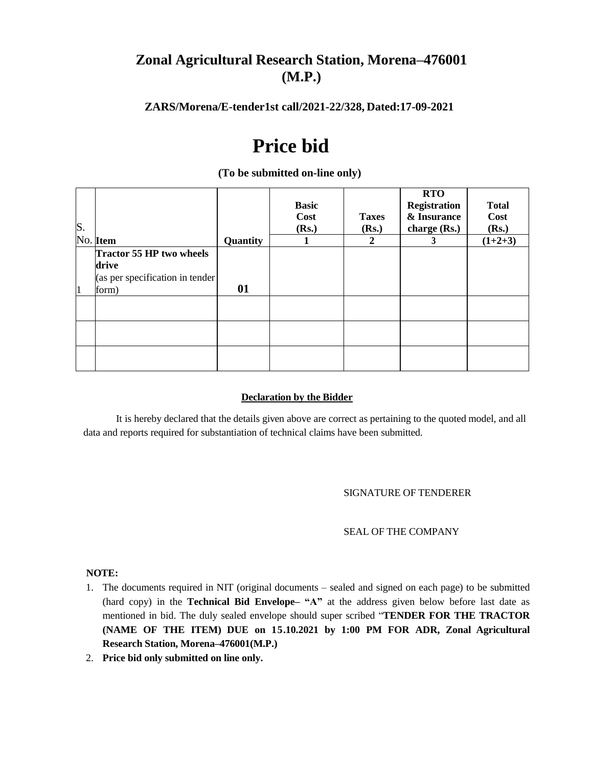## Zonal Agricultural Research Station, Morena–476001 (M.P.)

**ZARS/Morena/E-tender1st call/2021-22/328, Dated:17-09-2021**

# Price bid

**(To be submitted on-line only)**

| S. No. | Item | Quantity | Basic Cost (Rs.) 1 | Taxes (Rs.) 2 | RTO Registration & Insurance charge (Rs.) 3 | Total Cost (Rs.) (1+2+3) |
|---|---|---|---|---|---|---|
| 1 | **Tractor 55 HP two wheels drive** (as per specification in tender form) | **01** | | | | |
| | | | | | | |
| | | | | | | |
| | | | | | | |

**Declaration by the Bidder**

It is hereby declared that the details given above are correct as pertaining to the quoted model, and all data and reports required for substantiation of technical claims have been submitted.

SIGNATURE OF TENDERER

SEAL OF THE COMPANY

**NOTE:**

1. The documents required in NIT (original documents – sealed and signed on each page) to be submitted (hard copy) in the **Technical Bid Envelope– "A"** at the address given below before last date as mentioned in bid. The duly sealed envelope should super scribed "**TENDER FOR THE TRACTOR (NAME OF THE ITEM) DUE on 15.10.2021 by 1:00 PM FOR ADR, Zonal Agricultural Research Station, Morena–476001(M.P.)**
2. **Price bid only submitted on line only.**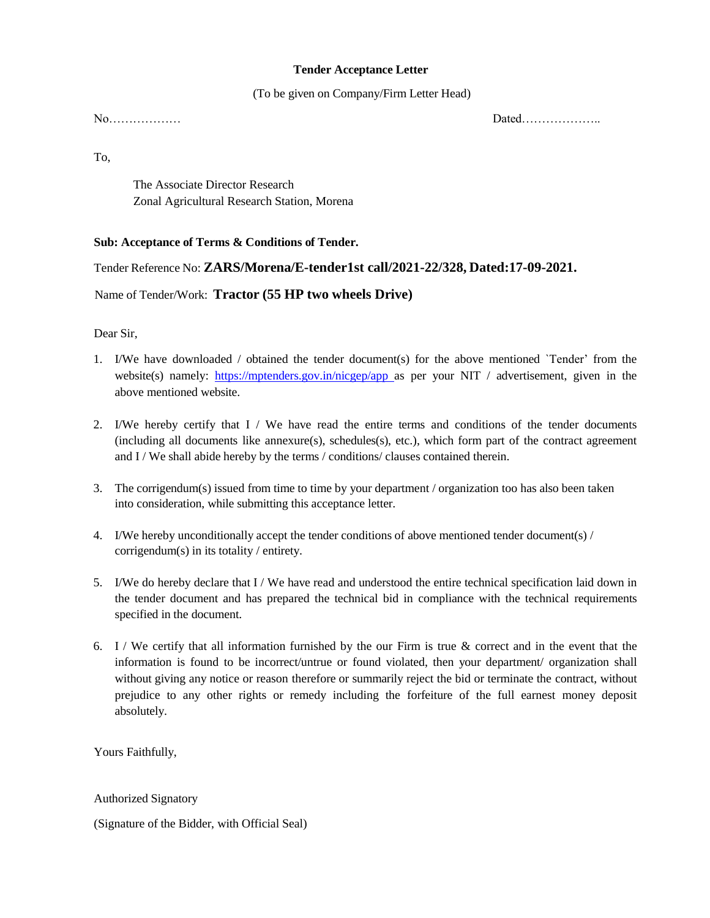**Tender Acceptance Letter**

(To be given on Company/Firm Letter Head)

No……………… Dated………………..

To,

The Associate Director Research
Zonal Agricultural Research Station, Morena

**Sub: Acceptance of Terms & Conditions of Tender.**

Tender Reference No: **ZARS/Morena/E-tender1st call/2021-22/328, Dated:17-09-2021.**

Name of Tender/Work: **Tractor (55 HP two wheels Drive)**

Dear Sir,

1. I/We have downloaded / obtained the tender document(s) for the above mentioned `Tender' from the website(s) namely: https://mptenders.gov.in/nicgep/app as per your NIT / advertisement, given in the above mentioned website.

2. I/We hereby certify that I / We have read the entire terms and conditions of the tender documents (including all documents like annexure(s), schedules(s), etc.), which form part of the contract agreement and I / We shall abide hereby by the terms / conditions/ clauses contained therein.

3. The corrigendum(s) issued from time to time by your department / organization too has also been taken into consideration, while submitting this acceptance letter.

4. I/We hereby unconditionally accept the tender conditions of above mentioned tender document(s) / corrigendum(s) in its totality / entirety.

5. I/We do hereby declare that I / We have read and understood the entire technical specification laid down in the tender document and has prepared the technical bid in compliance with the technical requirements specified in the document.

6. I / We certify that all information furnished by the our Firm is true & correct and in the event that the information is found to be incorrect/untrue or found violated, then your department/ organization shall without giving any notice or reason therefore or summarily reject the bid or terminate the contract, without prejudice to any other rights or remedy including the forfeiture of the full earnest money deposit absolutely.

Yours Faithfully,

Authorized Signatory

(Signature of the Bidder, with Official Seal)